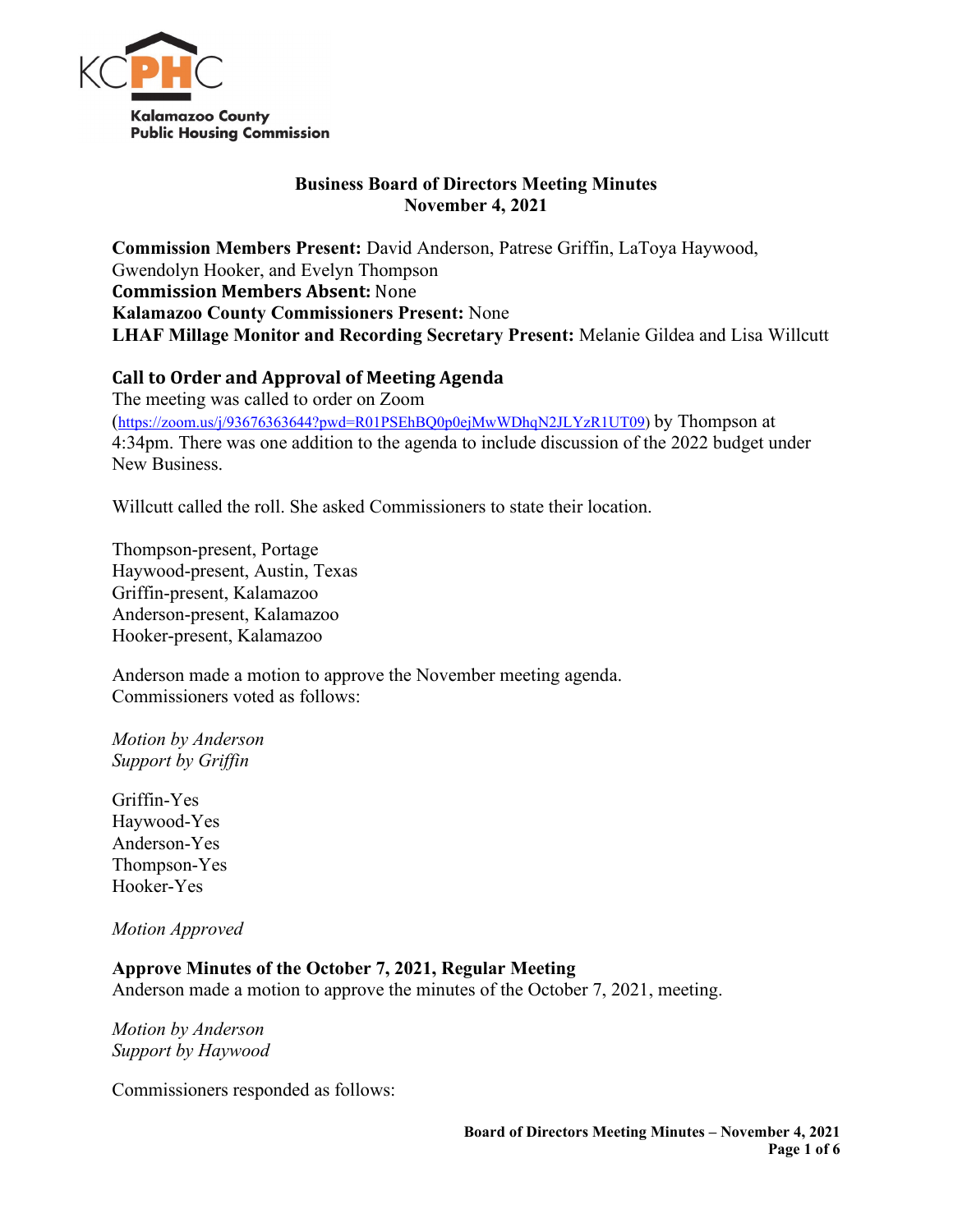Kalamazoo County Public Housing Commission

**Business Board of Directors Meeting Minutes**
**November 4, 2021**

**Commission Members Present:** David Anderson, Patrese Griffin, LaToya Haywood, Gwendolyn Hooker, and Evelyn Thompson
**Commission Members Absent:** None
**Kalamazoo County Commissioners Present:** None
**LHAF Millage Monitor and Recording Secretary Present:** Melanie Gildea and Lisa Willcutt

## Call to Order and Approval of Meeting Agenda

The meeting was called to order on Zoom (https://zoom.us/j/93676363644?pwd=R01PSEhBQ0p0ejMwWDhqN2JLYzR1UT09) by Thompson at 4:34pm. There was one addition to the agenda to include discussion of the 2022 budget under New Business.

Willcutt called the roll. She asked Commissioners to state their location.

Thompson-present, Portage
Haywood-present, Austin, Texas
Griffin-present, Kalamazoo
Anderson-present, Kalamazoo
Hooker-present, Kalamazoo

Anderson made a motion to approve the November meeting agenda. Commissioners voted as follows:

*Motion by Anderson*
*Support by Griffin*

Griffin-Yes
Haywood-Yes
Anderson-Yes
Thompson-Yes
Hooker-Yes

*Motion Approved*

## Approve Minutes of the October 7, 2021, Regular Meeting

Anderson made a motion to approve the minutes of the October 7, 2021, meeting.

*Motion by Anderson*
*Support by Haywood*

Commissioners responded as follows: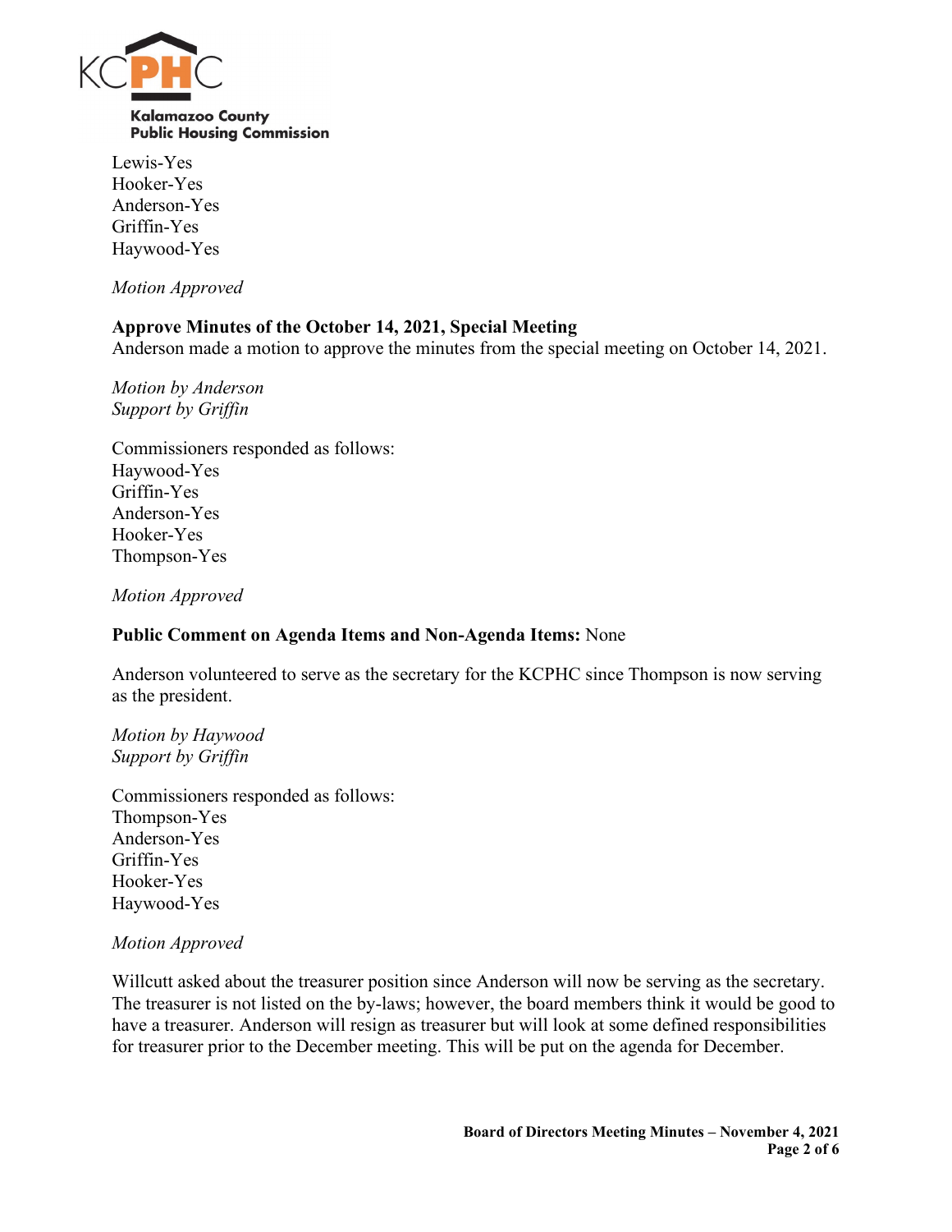Lewis-Yes
Hooker-Yes
Anderson-Yes
Griffin-Yes
Haywood-Yes

*Motion Approved*

**Approve Minutes of the October 14, 2021, Special Meeting**
Anderson made a motion to approve the minutes from the special meeting on October 14, 2021.

*Motion by Anderson*
*Support by Griffin*

Commissioners responded as follows:
Haywood-Yes
Griffin-Yes
Anderson-Yes
Hooker-Yes
Thompson-Yes

*Motion Approved*

**Public Comment on Agenda Items and Non-Agenda Items:** None

Anderson volunteered to serve as the secretary for the KCPHC since Thompson is now serving as the president.

*Motion by Haywood*
*Support by Griffin*

Commissioners responded as follows:
Thompson-Yes
Anderson-Yes
Griffin-Yes
Hooker-Yes
Haywood-Yes

*Motion Approved*

Willcutt asked about the treasurer position since Anderson will now be serving as the secretary. The treasurer is not listed on the by-laws; however, the board members think it would be good to have a treasurer. Anderson will resign as treasurer but will look at some defined responsibilities for treasurer prior to the December meeting. This will be put on the agenda for December.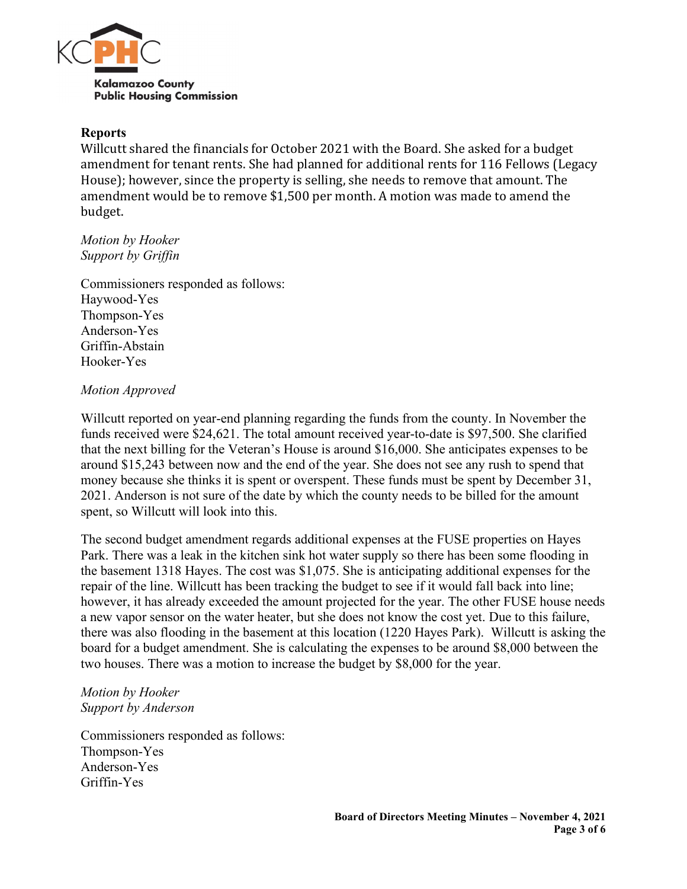**Reports**

Willcutt shared the financials for October 2021 with the Board. She asked for a budget amendment for tenant rents. She had planned for additional rents for 116 Fellows (Legacy House); however, since the property is selling, she needs to remove that amount. The amendment would be to remove $1,500 per month. A motion was made to amend the budget.

*Motion by Hooker*
*Support by Griffin*

Commissioners responded as follows:
Haywood-Yes
Thompson-Yes
Anderson-Yes
Griffin-Abstain
Hooker-Yes

*Motion Approved*

Willcutt reported on year-end planning regarding the funds from the county. In November the funds received were $24,621. The total amount received year-to-date is $97,500. She clarified that the next billing for the Veteran's House is around $16,000. She anticipates expenses to be around $15,243 between now and the end of the year. She does not see any rush to spend that money because she thinks it is spent or overspent. These funds must be spent by December 31, 2021. Anderson is not sure of the date by which the county needs to be billed for the amount spent, so Willcutt will look into this.

The second budget amendment regards additional expenses at the FUSE properties on Hayes Park. There was a leak in the kitchen sink hot water supply so there has been some flooding in the basement 1318 Hayes. The cost was $1,075. She is anticipating additional expenses for the repair of the line. Willcutt has been tracking the budget to see if it would fall back into line; however, it has already exceeded the amount projected for the year. The other FUSE house needs a new vapor sensor on the water heater, but she does not know the cost yet. Due to this failure, there was also flooding in the basement at this location (1220 Hayes Park). Willcutt is asking the board for a budget amendment. She is calculating the expenses to be around $8,000 between the two houses. There was a motion to increase the budget by $8,000 for the year.

*Motion by Hooker*
*Support by Anderson*

Commissioners responded as follows:
Thompson-Yes
Anderson-Yes
Griffin-Yes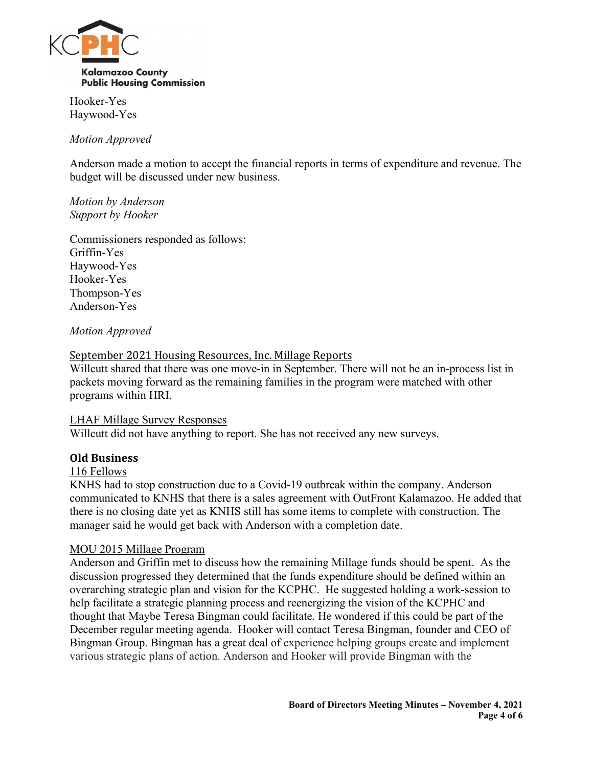Hooker-Yes
Haywood-Yes

*Motion Approved*

Anderson made a motion to accept the financial reports in terms of expenditure and revenue. The budget will be discussed under new business.

*Motion by Anderson*
*Support by Hooker*

Commissioners responded as follows:
Griffin-Yes
Haywood-Yes
Hooker-Yes
Thompson-Yes
Anderson-Yes

*Motion Approved*

<u>September 2021 Housing Resources, Inc. Millage Reports</u>
Willcutt shared that there was one move-in in September. There will not be an in-process list in packets moving forward as the remaining families in the program were matched with other programs within HRI.

<u>LHAF Millage Survey Responses</u>
Willcutt did not have anything to report. She has not received any new surveys.

## Old Business

<u>116 Fellows</u>
KNHS had to stop construction due to a Covid-19 outbreak within the company. Anderson communicated to KNHS that there is a sales agreement with OutFront Kalamazoo. He added that there is no closing date yet as KNHS still has some items to complete with construction. The manager said he would get back with Anderson with a completion date.

<u>MOU 2015 Millage Program</u>
Anderson and Griffin met to discuss how the remaining Millage funds should be spent. As the discussion progressed they determined that the funds expenditure should be defined within an overarching strategic plan and vision for the KCPHC. He suggested holding a work-session to help facilitate a strategic planning process and reenergizing the vision of the KCPHC and thought that Maybe Teresa Bingman could facilitate. He wondered if this could be part of the December regular meeting agenda. Hooker will contact Teresa Bingman, founder and CEO of Bingman Group. Bingman has a great deal of experience helping groups create and implement various strategic plans of action. Anderson and Hooker will provide Bingman with the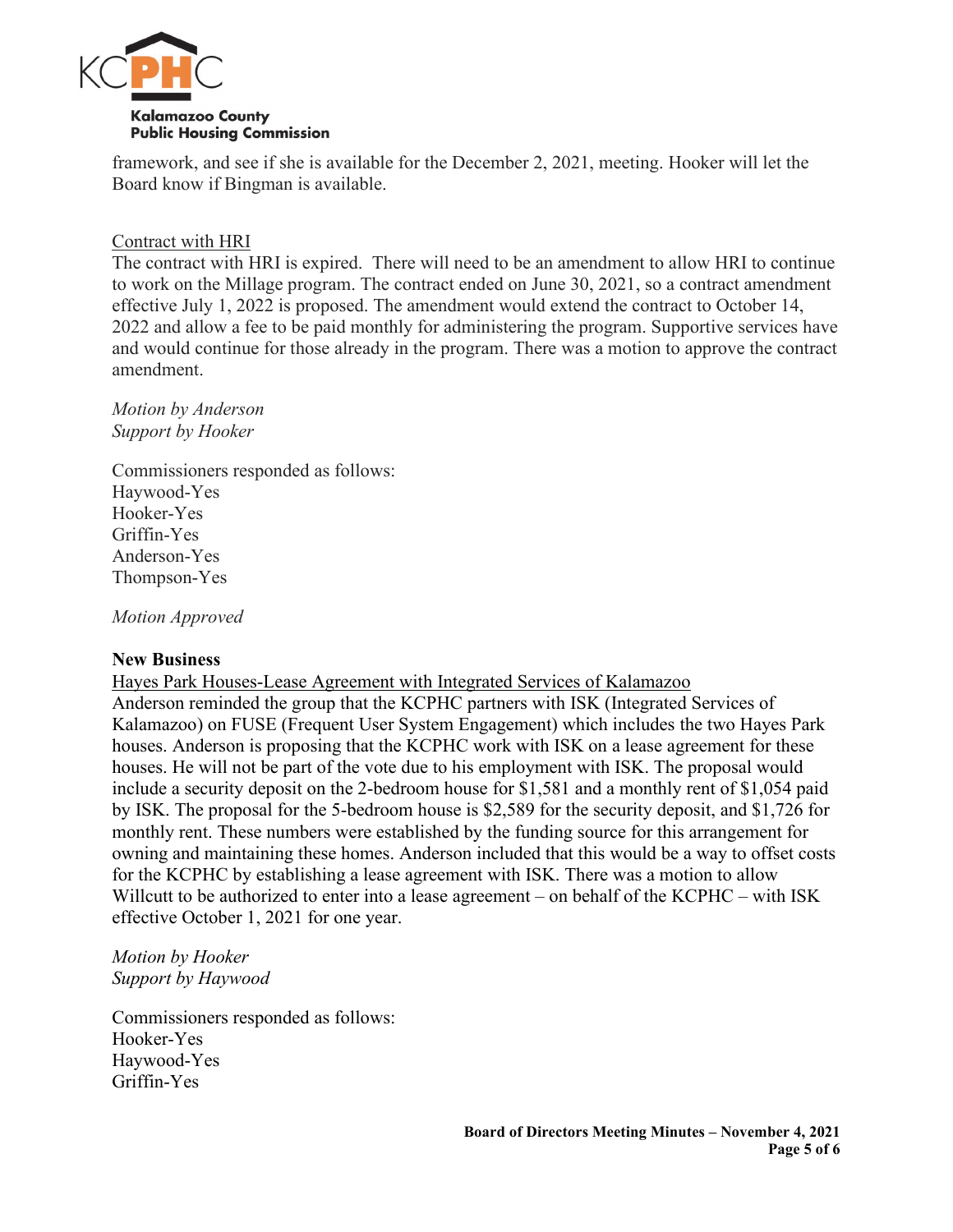framework, and see if she is available for the December 2, 2021, meeting. Hooker will let the Board know if Bingman is available.

Contract with HRI

The contract with HRI is expired. There will need to be an amendment to allow HRI to continue to work on the Millage program. The contract ended on June 30, 2021, so a contract amendment effective July 1, 2022 is proposed. The amendment would extend the contract to October 14, 2022 and allow a fee to be paid monthly for administering the program. Supportive services have and would continue for those already in the program. There was a motion to approve the contract amendment.

*Motion by Anderson*
*Support by Hooker*

Commissioners responded as follows:
Haywood-Yes
Hooker-Yes
Griffin-Yes
Anderson-Yes
Thompson-Yes

*Motion Approved*

**New Business**

Hayes Park Houses-Lease Agreement with Integrated Services of Kalamazoo

Anderson reminded the group that the KCPHC partners with ISK (Integrated Services of Kalamazoo) on FUSE (Frequent User System Engagement) which includes the two Hayes Park houses. Anderson is proposing that the KCPHC work with ISK on a lease agreement for these houses. He will not be part of the vote due to his employment with ISK. The proposal would include a security deposit on the 2-bedroom house for $1,581 and a monthly rent of $1,054 paid by ISK. The proposal for the 5-bedroom house is $2,589 for the security deposit, and $1,726 for monthly rent. These numbers were established by the funding source for this arrangement for owning and maintaining these homes. Anderson included that this would be a way to offset costs for the KCPHC by establishing a lease agreement with ISK. There was a motion to allow Willcutt to be authorized to enter into a lease agreement – on behalf of the KCPHC – with ISK effective October 1, 2021 for one year.

*Motion by Hooker*
*Support by Haywood*

Commissioners responded as follows:
Hooker-Yes
Haywood-Yes
Griffin-Yes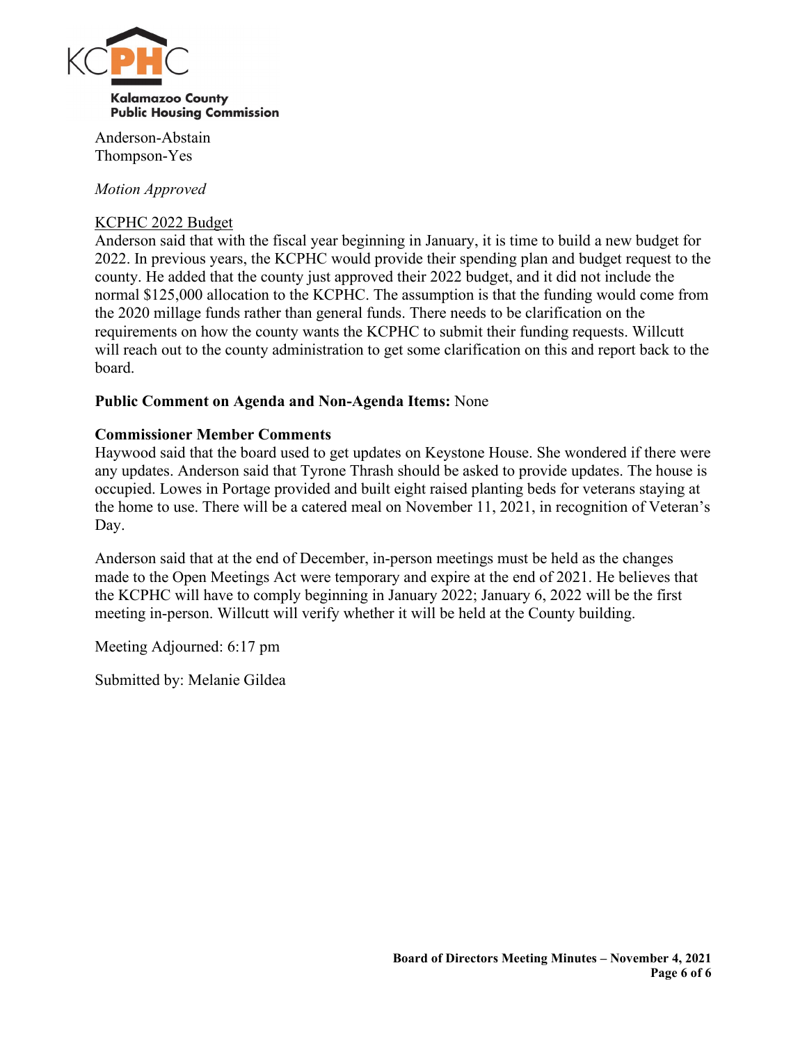Anderson-Abstain
Thompson-Yes

*Motion Approved*

KCPHC 2022 Budget

Anderson said that with the fiscal year beginning in January, it is time to build a new budget for 2022. In previous years, the KCPHC would provide their spending plan and budget request to the county. He added that the county just approved their 2022 budget, and it did not include the normal $125,000 allocation to the KCPHC. The assumption is that the funding would come from the 2020 millage funds rather than general funds. There needs to be clarification on the requirements on how the county wants the KCPHC to submit their funding requests. Willcutt will reach out to the county administration to get some clarification on this and report back to the board.

**Public Comment on Agenda and Non-Agenda Items:** None

**Commissioner Member Comments**

Haywood said that the board used to get updates on Keystone House. She wondered if there were any updates. Anderson said that Tyrone Thrash should be asked to provide updates. The house is occupied. Lowes in Portage provided and built eight raised planting beds for veterans staying at the home to use. There will be a catered meal on November 11, 2021, in recognition of Veteran's Day.

Anderson said that at the end of December, in-person meetings must be held as the changes made to the Open Meetings Act were temporary and expire at the end of 2021. He believes that the KCPHC will have to comply beginning in January 2022; January 6, 2022 will be the first meeting in-person. Willcutt will verify whether it will be held at the County building.

Meeting Adjourned: 6:17 pm

Submitted by: Melanie Gildea